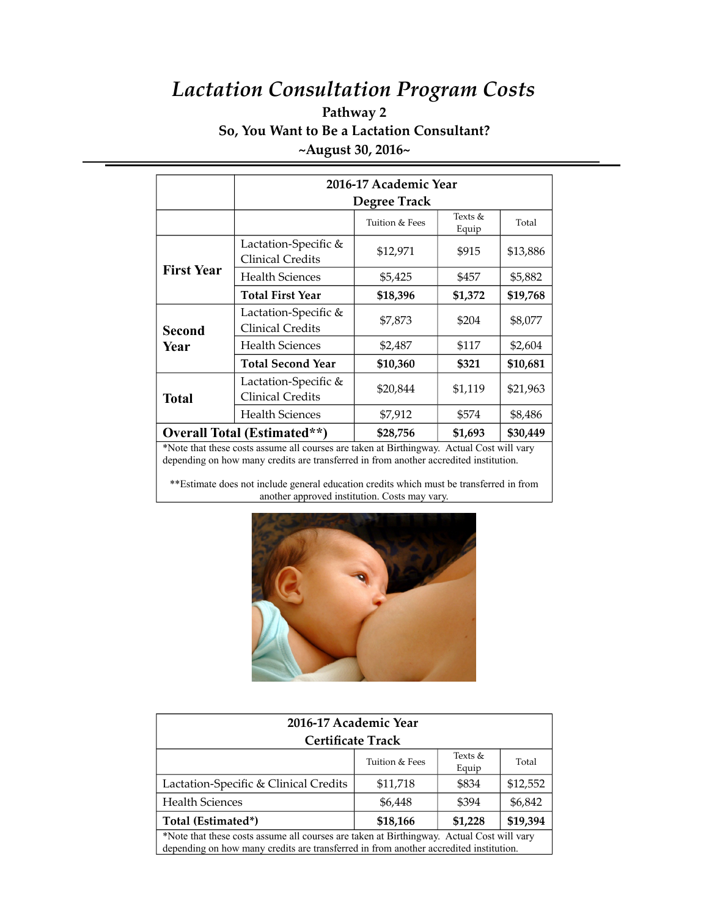# *Lactation Consultation Program Costs*

**Pathway 2**

**So, You Want to Be a Lactation Consultant?**

**~August 30, 2016~**

| | 2016-17 Academic Year Degree Track | | | |
|---|---|---|---|---|
| | | Tuition & Fees | Texts & Equip | Total |
| **First Year** | Lactation-Specific & Clinical Credits | $12,971 | $915 | $13,886 |
| | Health Sciences | $5,425 | $457 | $5,882 |
| | **Total First Year** | **$18,396** | **$1,372** | **$19,768** |
| **Second Year** | Lactation-Specific & Clinical Credits | $7,873 | $204 | $8,077 |
| | Health Sciences | $2,487 | $117 | $2,604 |
| | **Total Second Year** | **$10,360** | **$321** | **$10,681** |
| **Total** | Lactation-Specific & Clinical Credits | $20,844 | $1,119 | $21,963 |
| | Health Sciences | $7,912 | $574 | $8,486 |
| **Overall Total (Estimated**)** | | **$28,756** | **$1,693** | **$30,449** |

*Note that these costs assume all courses are taken at Birthingway. Actual Cost will vary depending on how many credits are transferred in from another accredited institution.

**Estimate does not include general education credits which must be transferred in from another approved institution. Costs may vary.

| 2016-17 Academic Year Certificate Track | | | |
|---|---|---|---|
| | Tuition & Fees | Texts & Equip | Total |
| Lactation-Specific & Clinical Credits | $11,718 | $834 | $12,552 |
| Health Sciences | $6,448 | $394 | $6,842 |
| **Total (Estimated*)** | **$18,166** | **$1,228** | **$19,394** |

*Note that these costs assume all courses are taken at Birthingway. Actual Cost will vary depending on how many credits are transferred in from another accredited institution.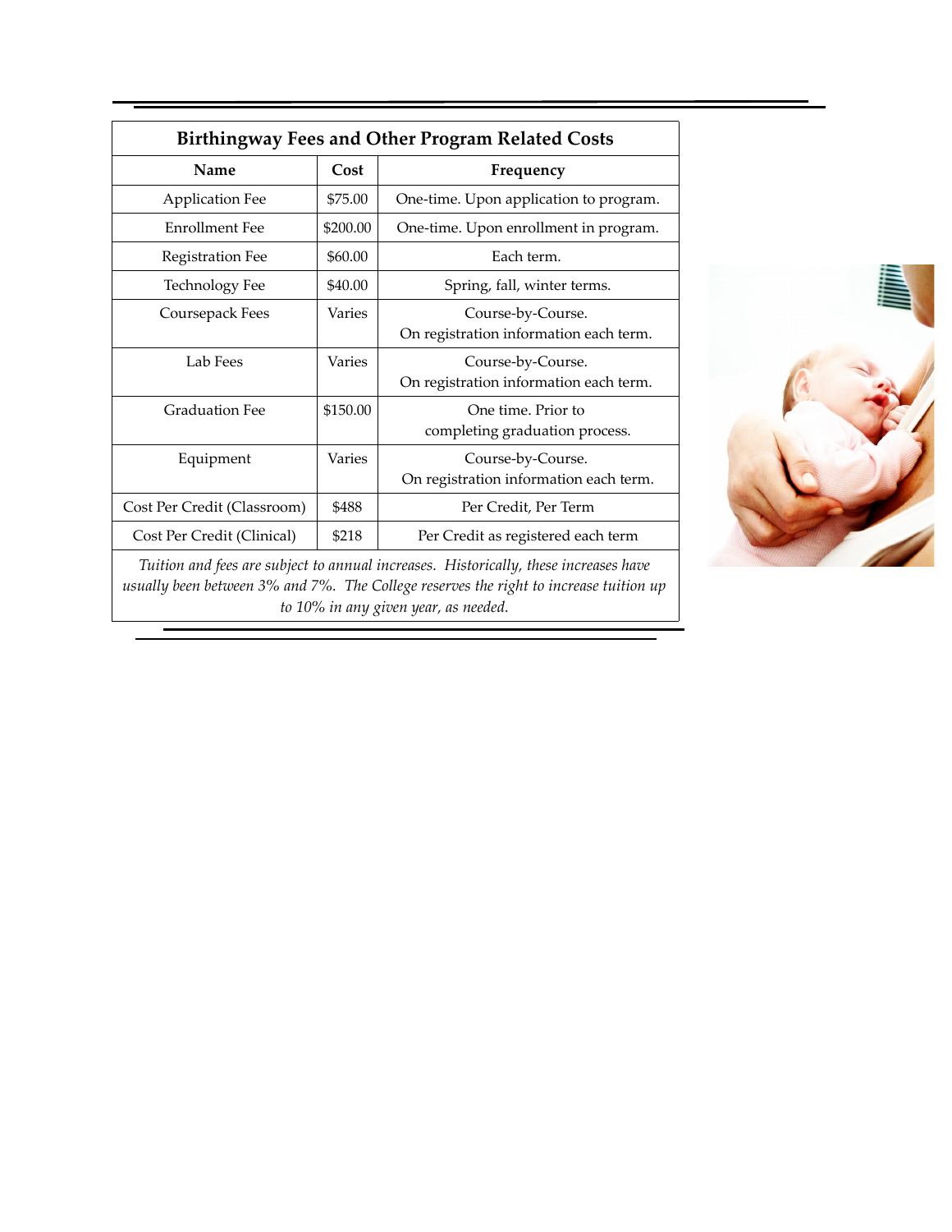| Birthingway Fees and Other Program Related Costs | | |
| --- | --- | --- |
| **Name** | **Cost** | **Frequency** |
| Application Fee | $75.00 | One-time. Upon application to program. |
| Enrollment Fee | $200.00 | One-time. Upon enrollment in program. |
| Registration Fee | $60.00 | Each term. |
| Technology Fee | $40.00 | Spring, fall, winter terms. |
| Coursepack Fees | Varies | Course-by-Course. On registration information each term. |
| Lab Fees | Varies | Course-by-Course. On registration information each term. |
| Graduation Fee | $150.00 | One time. Prior to completing graduation process. |
| Equipment | Varies | Course-by-Course. On registration information each term. |
| Cost Per Credit (Classroom) | $488 | Per Credit, Per Term |
| Cost Per Credit (Clinical) | $218 | Per Credit as registered each term |

*Tuition and fees are subject to annual increases. Historically, these increases have usually been between 3% and 7%. The College reserves the right to increase tuition up to 10% in any given year, as needed.*